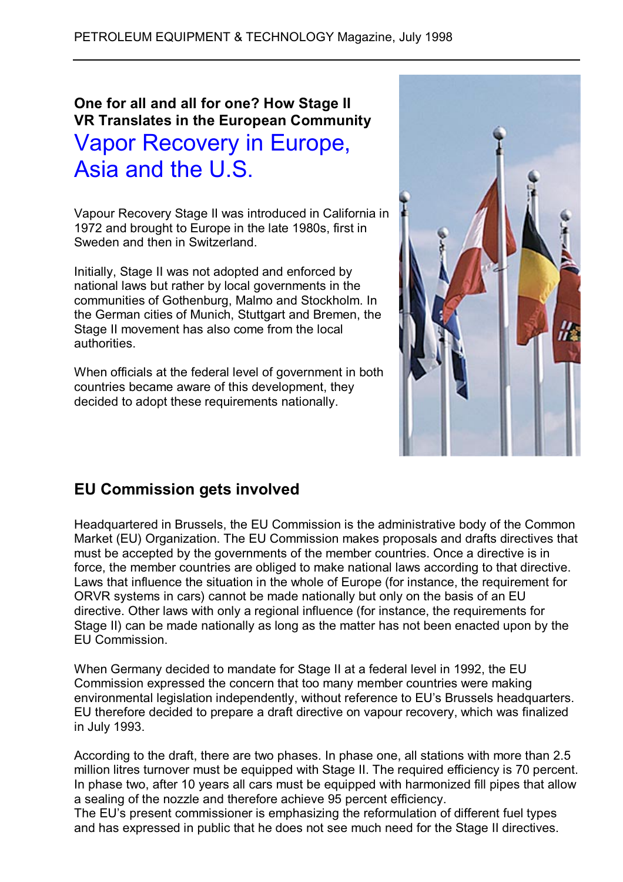**One for all and all for one? How Stage II VR Translates in the European Community**

# Vapor Recovery in Europe, Asia and the U.S.

Vapour Recovery Stage II was introduced in California in 1972 and brought to Europe in the late 1980s, first in Sweden and then in Switzerland.

Initially, Stage II was not adopted and enforced by national laws but rather by local governments in the communities of Gothenburg, Malmo and Stockholm. In the German cities of Munich, Stuttgart and Bremen, the Stage II movement has also come from the local authorities.

When officials at the federal level of government in both countries became aware of this development, they decided to adopt these requirements nationally.

## EU Commission gets involved

Headquartered in Brussels, the EU Commission is the administrative body of the Common Market (EU) Organization. The EU Commission makes proposals and drafts directives that must be accepted by the governments of the member countries. Once a directive is in force, the member countries are obliged to make national laws according to that directive. Laws that influence the situation in the whole of Europe (for instance, the requirement for ORVR systems in cars) cannot be made nationally but only on the basis of an EU directive. Other laws with only a regional influence (for instance, the requirements for Stage II) can be made nationally as long as the matter has not been enacted upon by the EU Commission.

When Germany decided to mandate for Stage II at a federal level in 1992, the EU Commission expressed the concern that too many member countries were making environmental legislation independently, without reference to EU's Brussels headquarters. EU therefore decided to prepare a draft directive on vapour recovery, which was finalized in July 1993.

According to the draft, there are two phases. In phase one, all stations with more than 2.5 million litres turnover must be equipped with Stage II. The required efficiency is 70 percent. In phase two, after 10 years all cars must be equipped with harmonized fill pipes that allow a sealing of the nozzle and therefore achieve 95 percent efficiency.
The EU's present commissioner is emphasizing the reformulation of different fuel types and has expressed in public that he does not see much need for the Stage II directives.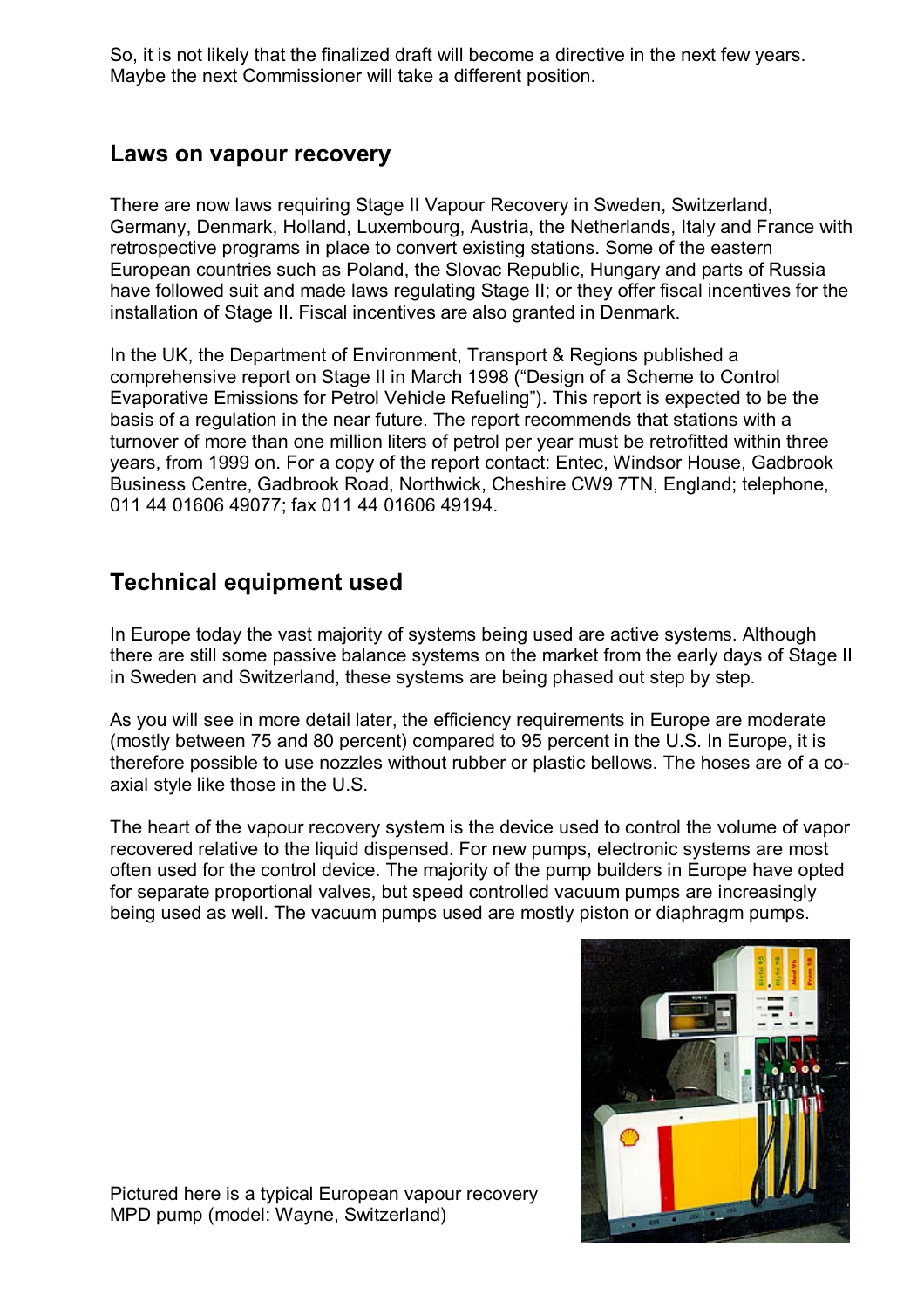So, it is not likely that the finalized draft will become a directive in the next few years. Maybe the next Commissioner will take a different position.

## Laws on vapour recovery

There are now laws requiring Stage II Vapour Recovery in Sweden, Switzerland, Germany, Denmark, Holland, Luxembourg, Austria, the Netherlands, Italy and France with retrospective programs in place to convert existing stations. Some of the eastern European countries such as Poland, the Slovac Republic, Hungary and parts of Russia have followed suit and made laws regulating Stage II; or they offer fiscal incentives for the installation of Stage II. Fiscal incentives are also granted in Denmark.

In the UK, the Department of Environment, Transport & Regions published a comprehensive report on Stage II in March 1998 ("Design of a Scheme to Control Evaporative Emissions for Petrol Vehicle Refueling"). This report is expected to be the basis of a regulation in the near future. The report recommends that stations with a turnover of more than one million liters of petrol per year must be retrofitted within three years, from 1999 on. For a copy of the report contact: Entec, Windsor House, Gadbrook Business Centre, Gadbrook Road, Northwick, Cheshire CW9 7TN, England; telephone, 011 44 01606 49077; fax 011 44 01606 49194.

## Technical equipment used

In Europe today the vast majority of systems being used are active systems. Although there are still some passive balance systems on the market from the early days of Stage II in Sweden and Switzerland, these systems are being phased out step by step.

As you will see in more detail later, the efficiency requirements in Europe are moderate (mostly between 75 and 80 percent) compared to 95 percent in the U.S. In Europe, it is therefore possible to use nozzles without rubber or plastic bellows. The hoses are of a co-axial style like those in the U.S.

The heart of the vapour recovery system is the device used to control the volume of vapor recovered relative to the liquid dispensed. For new pumps, electronic systems are most often used for the control device. The majority of the pump builders in Europe have opted for separate proportional valves, but speed controlled vacuum pumps are increasingly being used as well. The vacuum pumps used are mostly piston or diaphragm pumps.

Pictured here is a typical European vapour recovery MPD pump (model: Wayne, Switzerland)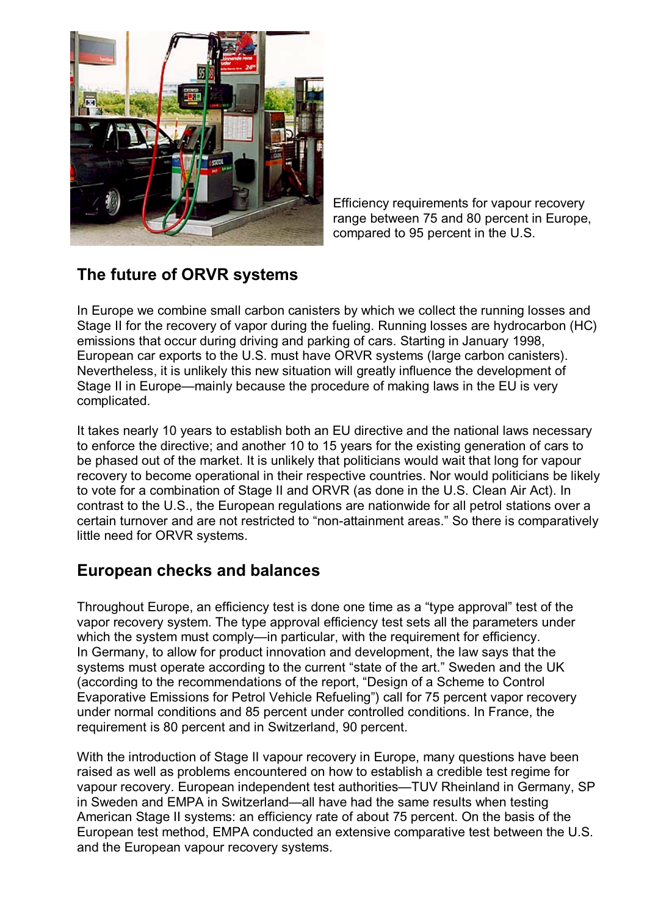Efficiency requirements for vapour recovery range between 75 and 80 percent in Europe, compared to 95 percent in the U.S.

## The future of ORVR systems

In Europe we combine small carbon canisters by which we collect the running losses and Stage II for the recovery of vapor during the fueling. Running losses are hydrocarbon (HC) emissions that occur during driving and parking of cars. Starting in January 1998, European car exports to the U.S. must have ORVR systems (large carbon canisters). Nevertheless, it is unlikely this new situation will greatly influence the development of Stage II in Europe—mainly because the procedure of making laws in the EU is very complicated.

It takes nearly 10 years to establish both an EU directive and the national laws necessary to enforce the directive; and another 10 to 15 years for the existing generation of cars to be phased out of the market. It is unlikely that politicians would wait that long for vapour recovery to become operational in their respective countries. Nor would politicians be likely to vote for a combination of Stage II and ORVR (as done in the U.S. Clean Air Act). In contrast to the U.S., the European regulations are nationwide for all petrol stations over a certain turnover and are not restricted to "non-attainment areas." So there is comparatively little need for ORVR systems.

## European checks and balances

Throughout Europe, an efficiency test is done one time as a "type approval" test of the vapor recovery system. The type approval efficiency test sets all the parameters under which the system must comply—in particular, with the requirement for efficiency. In Germany, to allow for product innovation and development, the law says that the systems must operate according to the current "state of the art." Sweden and the UK (according to the recommendations of the report, "Design of a Scheme to Control Evaporative Emissions for Petrol Vehicle Refueling") call for 75 percent vapor recovery under normal conditions and 85 percent under controlled conditions. In France, the requirement is 80 percent and in Switzerland, 90 percent.

With the introduction of Stage II vapour recovery in Europe, many questions have been raised as well as problems encountered on how to establish a credible test regime for vapour recovery. European independent test authorities—TUV Rheinland in Germany, SP in Sweden and EMPA in Switzerland—all have had the same results when testing American Stage II systems: an efficiency rate of about 75 percent. On the basis of the European test method, EMPA conducted an extensive comparative test between the U.S. and the European vapour recovery systems.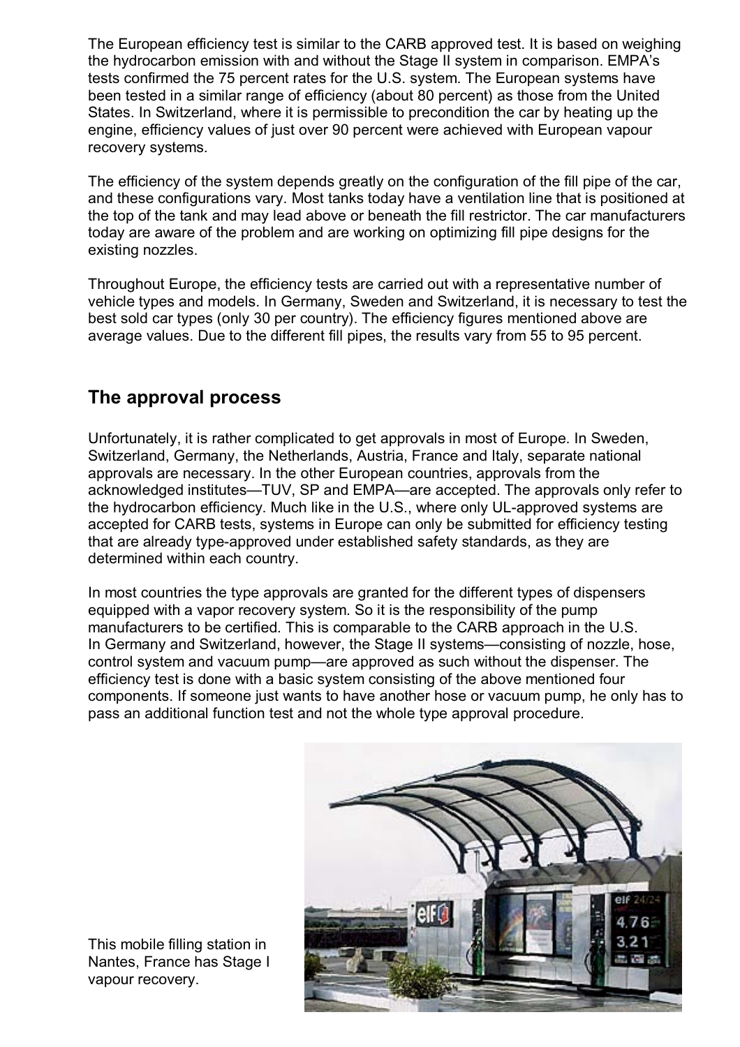The European efficiency test is similar to the CARB approved test. It is based on weighing the hydrocarbon emission with and without the Stage II system in comparison. EMPA's tests confirmed the 75 percent rates for the U.S. system. The European systems have been tested in a similar range of efficiency (about 80 percent) as those from the United States. In Switzerland, where it is permissible to precondition the car by heating up the engine, efficiency values of just over 90 percent were achieved with European vapour recovery systems.

The efficiency of the system depends greatly on the configuration of the fill pipe of the car, and these configurations vary. Most tanks today have a ventilation line that is positioned at the top of the tank and may lead above or beneath the fill restrictor. The car manufacturers today are aware of the problem and are working on optimizing fill pipe designs for the existing nozzles.

Throughout Europe, the efficiency tests are carried out with a representative number of vehicle types and models. In Germany, Sweden and Switzerland, it is necessary to test the best sold car types (only 30 per country). The efficiency figures mentioned above are average values. Due to the different fill pipes, the results vary from 55 to 95 percent.

## The approval process

Unfortunately, it is rather complicated to get approvals in most of Europe. In Sweden, Switzerland, Germany, the Netherlands, Austria, France and Italy, separate national approvals are necessary. In the other European countries, approvals from the acknowledged institutes—TUV, SP and EMPA—are accepted. The approvals only refer to the hydrocarbon efficiency. Much like in the U.S., where only UL-approved systems are accepted for CARB tests, systems in Europe can only be submitted for efficiency testing that are already type-approved under established safety standards, as they are determined within each country.

In most countries the type approvals are granted for the different types of dispensers equipped with a vapor recovery system. So it is the responsibility of the pump manufacturers to be certified. This is comparable to the CARB approach in the U.S. In Germany and Switzerland, however, the Stage II systems—consisting of nozzle, hose, control system and vacuum pump—are approved as such without the dispenser. The efficiency test is done with a basic system consisting of the above mentioned four components. If someone just wants to have another hose or vacuum pump, he only has to pass an additional function test and not the whole type approval procedure.

This mobile filling station in Nantes, France has Stage I vapour recovery.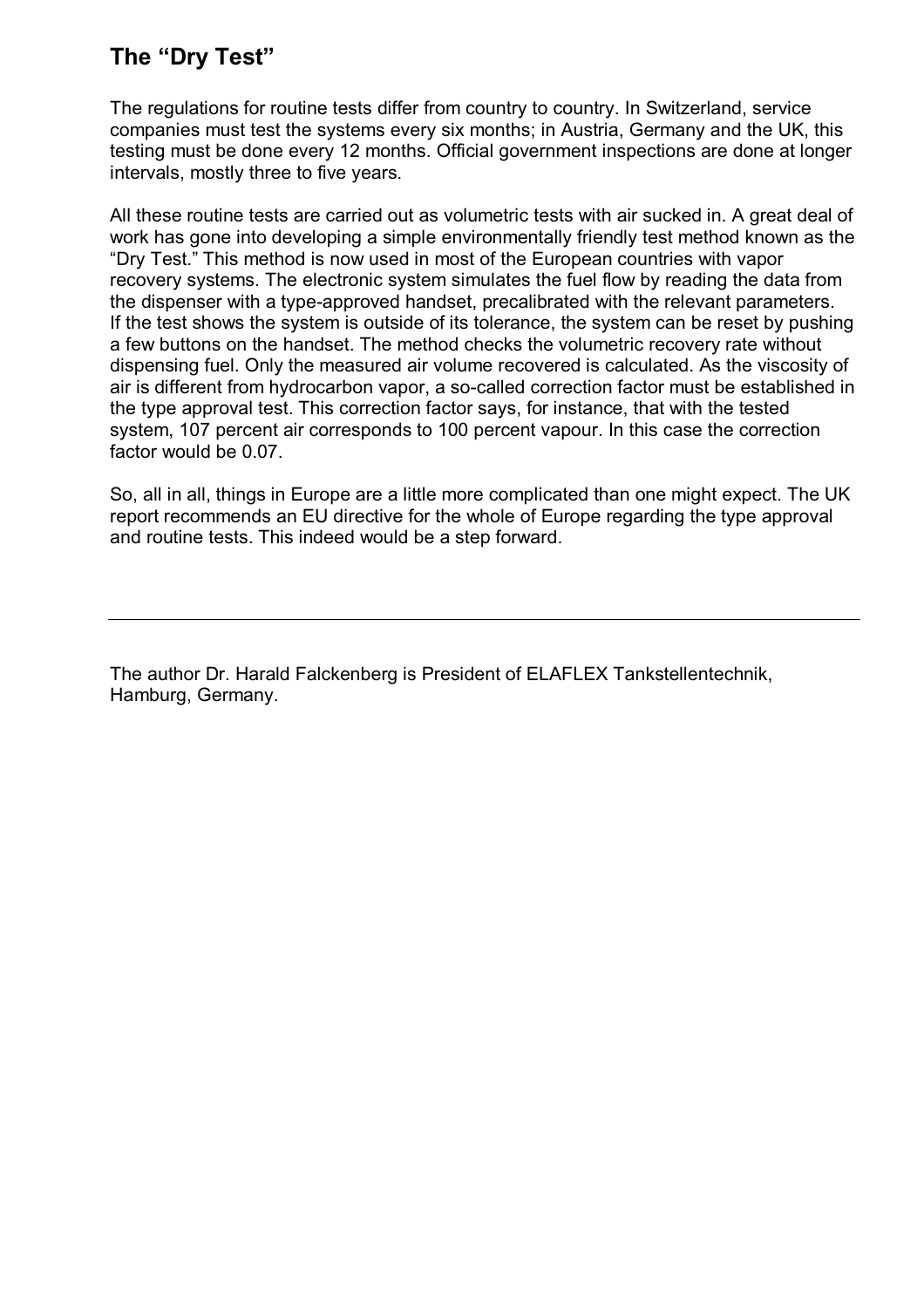## The "Dry Test"

The regulations for routine tests differ from country to country. In Switzerland, service companies must test the systems every six months; in Austria, Germany and the UK, this testing must be done every 12 months. Official government inspections are done at longer intervals, mostly three to five years.

All these routine tests are carried out as volumetric tests with air sucked in. A great deal of work has gone into developing a simple environmentally friendly test method known as the "Dry Test." This method is now used in most of the European countries with vapor recovery systems. The electronic system simulates the fuel flow by reading the data from the dispenser with a type-approved handset, precalibrated with the relevant parameters. If the test shows the system is outside of its tolerance, the system can be reset by pushing a few buttons on the handset. The method checks the volumetric recovery rate without dispensing fuel. Only the measured air volume recovered is calculated. As the viscosity of air is different from hydrocarbon vapor, a so-called correction factor must be established in the type approval test. This correction factor says, for instance, that with the tested system, 107 percent air corresponds to 100 percent vapour. In this case the correction factor would be 0.07.

So, all in all, things in Europe are a little more complicated than one might expect. The UK report recommends an EU directive for the whole of Europe regarding the type approval and routine tests. This indeed would be a step forward.

---

The author Dr. Harald Falckenberg is President of ELAFLEX Tankstellentechnik, Hamburg, Germany.